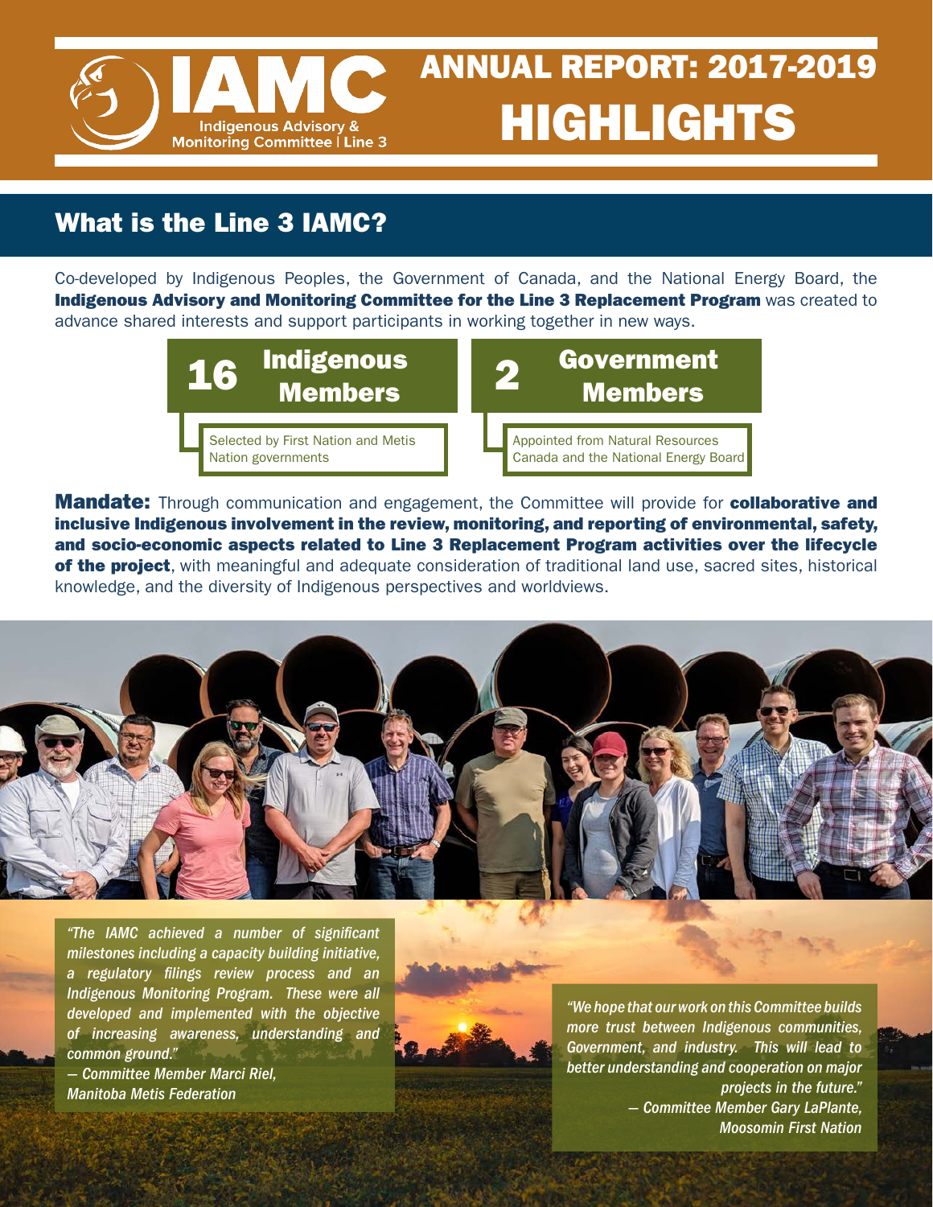# IAMC

Indigenous Advisory & Monitoring Committee | Line 3

# ANNUAL REPORT: 2017-2019 HIGHLIGHTS

## What is the Line 3 IAMC?

Co-developed by Indigenous Peoples, the Government of Canada, and the National Energy Board, the **Indigenous Advisory and Monitoring Committee for the Line 3 Replacement Program** was created to advance shared interests and support participants in working together in new ways.

**16 Indigenous Members**

Selected by First Nation and Metis Nation governments

**2 Government Members**

Appointed from Natural Resources Canada and the National Energy Board

**Mandate:** Through communication and engagement, the Committee will provide for **collaborative and inclusive Indigenous involvement in the review, monitoring, and reporting of environmental, safety, and socio-economic aspects related to Line 3 Replacement Program activities over the lifecycle of the project**, with meaningful and adequate consideration of traditional land use, sacred sites, historical knowledge, and the diversity of Indigenous perspectives and worldviews.

*"The IAMC achieved a number of significant milestones including a capacity building initiative, a regulatory filings review process and an Indigenous Monitoring Program. These were all developed and implemented with the objective of increasing awareness, understanding and common ground."*
*— Committee Member Marci Riel, Manitoba Metis Federation*

*"We hope that our work on this Committee builds more trust between Indigenous communities, Government, and industry. This will lead to better understanding and cooperation on major projects in the future."*
*— Committee Member Gary LaPlante, Moosomin First Nation*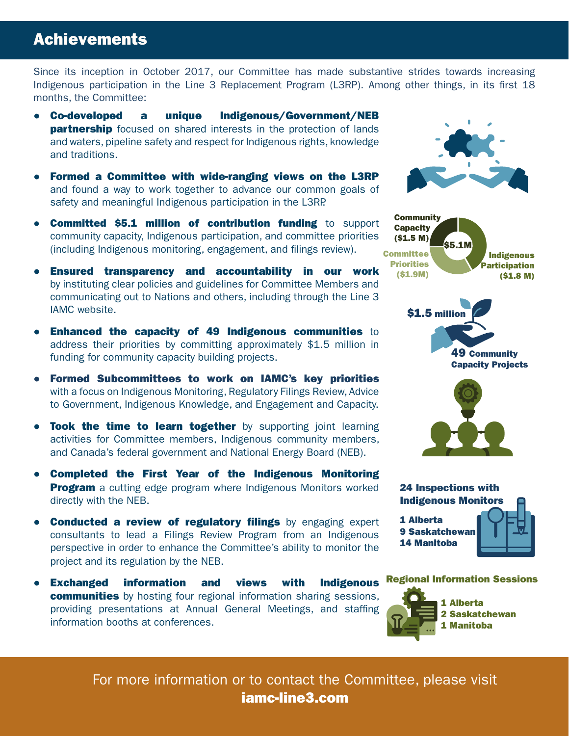## Achievements

Since its inception in October 2017, our Committee has made substantive strides towards increasing Indigenous participation in the Line 3 Replacement Program (L3RP). Among other things, in its first 18 months, the Committee:

- **Co-developed a unique Indigenous/Government/NEB partnership** focused on shared interests in the protection of lands and waters, pipeline safety and respect for Indigenous rights, knowledge and traditions.
- **Formed a Committee with wide-ranging views on the L3RP** and found a way to work together to advance our common goals of safety and meaningful Indigenous participation in the L3RP.
- **Committed $5.1 million of contribution funding** to support community capacity, Indigenous participation, and committee priorities (including Indigenous monitoring, engagement, and filings review).
- **Ensured transparency and accountability in our work** by instituting clear policies and guidelines for Committee Members and communicating out to Nations and others, including through the Line 3 IAMC website.
- **Enhanced the capacity of 49 Indigenous communities** to address their priorities by committing approximately $1.5 million in funding for community capacity building projects.
- **Formed Subcommittees to work on IAMC's key priorities** with a focus on Indigenous Monitoring, Regulatory Filings Review, Advice to Government, Indigenous Knowledge, and Engagement and Capacity.
- **Took the time to learn together** by supporting joint learning activities for Committee members, Indigenous community members, and Canada's federal government and National Energy Board (NEB).
- **Completed the First Year of the Indigenous Monitoring Program** a cutting edge program where Indigenous Monitors worked directly with the NEB.
- **Conducted a review of regulatory filings** by engaging expert consultants to lead a Filings Review Program from an Indigenous perspective in order to enhance the Committee's ability to monitor the project and its regulation by the NEB.
- **Exchanged information and views with Indigenous communities** by hosting four regional information sharing sessions, providing presentations at Annual General Meetings, and staffing information booths at conferences.

$5.1M
Community Capacity ($1.5 M)
Committee Priorities ($1.9M)
Indigenous Participation ($1.8 M)

$1.5 million
49 Community Capacity Projects

24 Inspections with Indigenous Monitors
1 Alberta
9 Saskatchewan
14 Manitoba

Regional Information Sessions
1 Alberta
2 Saskatchewan
1 Manitoba

For more information or to contact the Committee, please visit **iamc-line3.com**